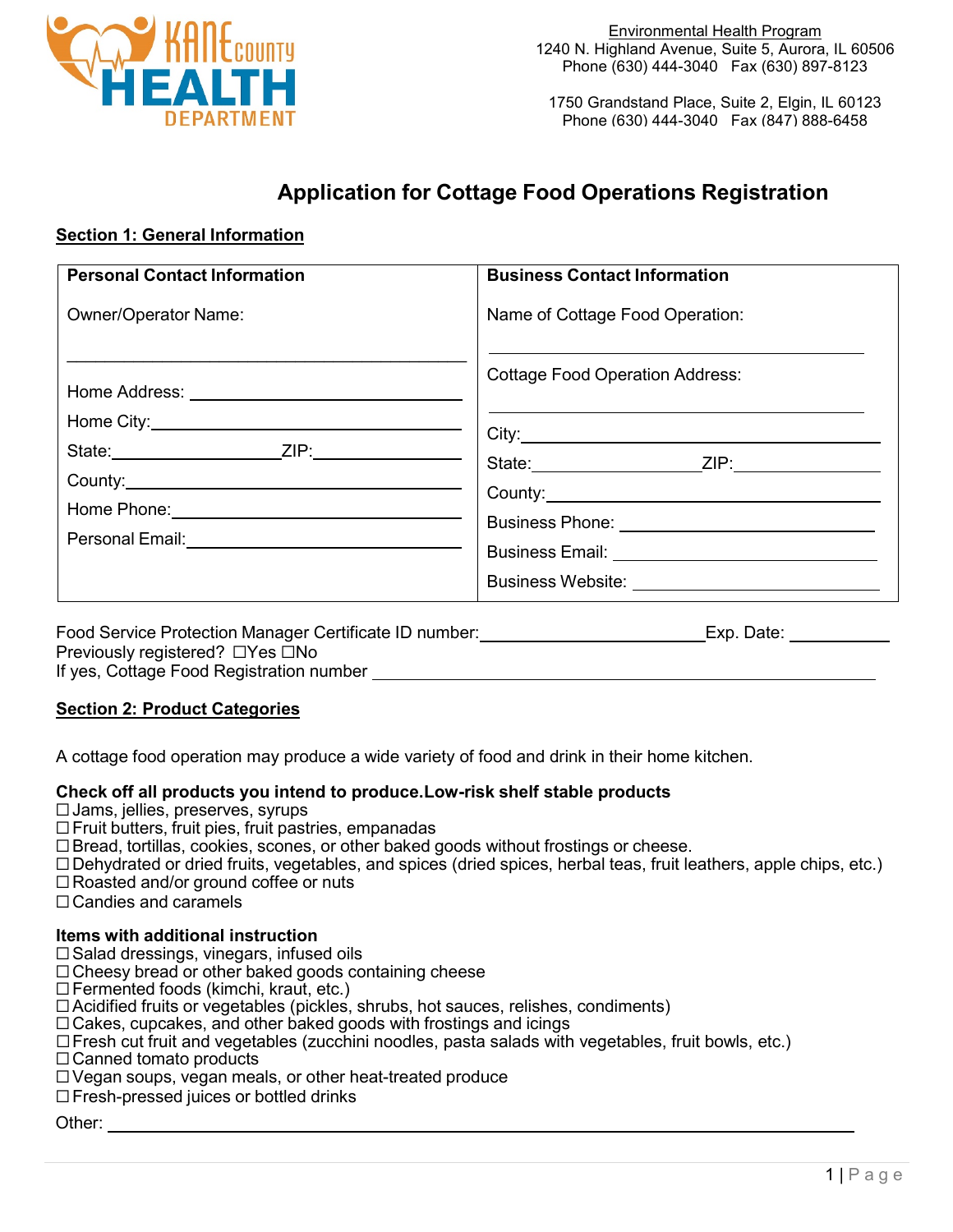Environmental Health Program
1240 N. Highland Avenue, Suite 5, Aurora, IL 60506
Phone (630) 444-3040 Fax (630) 897-8123

1750 Grandstand Place, Suite 2, Elgin, IL 60123
Phone (630) 444-3040 Fax (847) 888-6458

# Application for Cottage Food Operations Registration

## Section 1: General Information

| Personal Contact Information | Business Contact Information |
| --- | --- |
| Owner/Operator Name: ______________________ | Name of Cottage Food Operation: ______________________ |
| Home Address: ______________________ | Cottage Food Operation Address: ______________________ |
| Home City: ______________________ | City: ______________________ |
| State: __________ ZIP: __________ | State: __________ ZIP: __________ |
| County: ______________________ | County: ______________________ |
| Home Phone: ______________________ | Business Phone: ______________________ |
| Personal Email: ______________________ | Business Email: ______________________ |
| | Business Website: ______________________ |

Food Service Protection Manager Certificate ID number: ______________________ Exp. Date: __________

Previously registered? ☐Yes ☐No

If yes, Cottage Food Registration number ______________________

## Section 2: Product Categories

A cottage food operation may produce a wide variety of food and drink in their home kitchen.

**Check off all products you intend to produce.Low-risk shelf stable products**

- ☐ Jams, jellies, preserves, syrups
- ☐ Fruit butters, fruit pies, fruit pastries, empanadas
- ☐ Bread, tortillas, cookies, scones, or other baked goods without frostings or cheese.
- ☐ Dehydrated or dried fruits, vegetables, and spices (dried spices, herbal teas, fruit leathers, apple chips, etc.)
- ☐ Roasted and/or ground coffee or nuts
- ☐ Candies and caramels

**Items with additional instruction**

- ☐ Salad dressings, vinegars, infused oils
- ☐ Cheesy bread or other baked goods containing cheese
- ☐ Fermented foods (kimchi, kraut, etc.)
- ☐ Acidified fruits or vegetables (pickles, shrubs, hot sauces, relishes, condiments)
- ☐ Cakes, cupcakes, and other baked goods with frostings and icings
- ☐ Fresh cut fruit and vegetables (zucchini noodles, pasta salads with vegetables, fruit bowls, etc.)
- ☐ Canned tomato products
- ☐ Vegan soups, vegan meals, or other heat-treated produce
- ☐ Fresh-pressed juices or bottled drinks

Other: ______________________________________________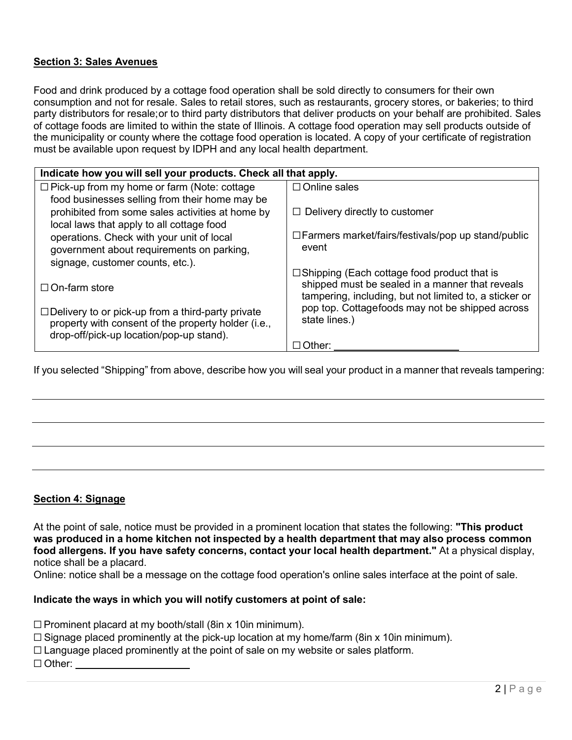**Section 3: Sales Avenues**

Food and drink produced by a cottage food operation shall be sold directly to consumers for their own consumption and not for resale. Sales to retail stores, such as restaurants, grocery stores, or bakeries; to third party distributors for resale;or to third party distributors that deliver products on your behalf are prohibited. Sales of cottage foods are limited to within the state of Illinois. A cottage food operation may sell products outside of the municipality or county where the cottage food operation is located. A copy of your certificate of registration must be available upon request by IDPH and any local health department.

| **Indicate how you will sell your products. Check all that apply.** | |
|---|---|
| ☐ Pick-up from my home or farm (Note: cottage food businesses selling from their home may be prohibited from some sales activities at home by local laws that apply to all cottage food operations. Check with your unit of local government about requirements on parking, signage, customer counts, etc.).<br><br>☐ On-farm store<br><br>☐ Delivery to or pick-up from a third-party private property with consent of the property holder (i.e., drop-off/pick-up location/pop-up stand). | ☐ Online sales<br><br>☐ Delivery directly to customer<br><br>☐ Farmers market/fairs/festivals/pop up stand/public event<br><br>☐ Shipping (Each cottage food product that is shipped must be sealed in a manner that reveals tampering, including, but not limited to, a sticker or pop top. Cottagefoods may not be shipped across state lines.)<br><br>☐ Other: ____________________ |

If you selected "Shipping" from above, describe how you will seal your product in a manner that reveals tampering:

______________________________________________________________________________

______________________________________________________________________________

______________________________________________________________________________

______________________________________________________________________________

**Section 4: Signage**

At the point of sale, notice must be provided in a prominent location that states the following: **"This product was produced in a home kitchen not inspected by a health department that may also process common food allergens. If you have safety concerns, contact your local health department."** At a physical display, notice shall be a placard.

Online: notice shall be a message on the cottage food operation's online sales interface at the point of sale.

**Indicate the ways in which you will notify customers at point of sale:**

☐ Prominent placard at my booth/stall (8in x 10in minimum).
☐ Signage placed prominently at the pick-up location at my home/farm (8in x 10in minimum).
☐ Language placed prominently at the point of sale on my website or sales platform.
☐ Other: ____________________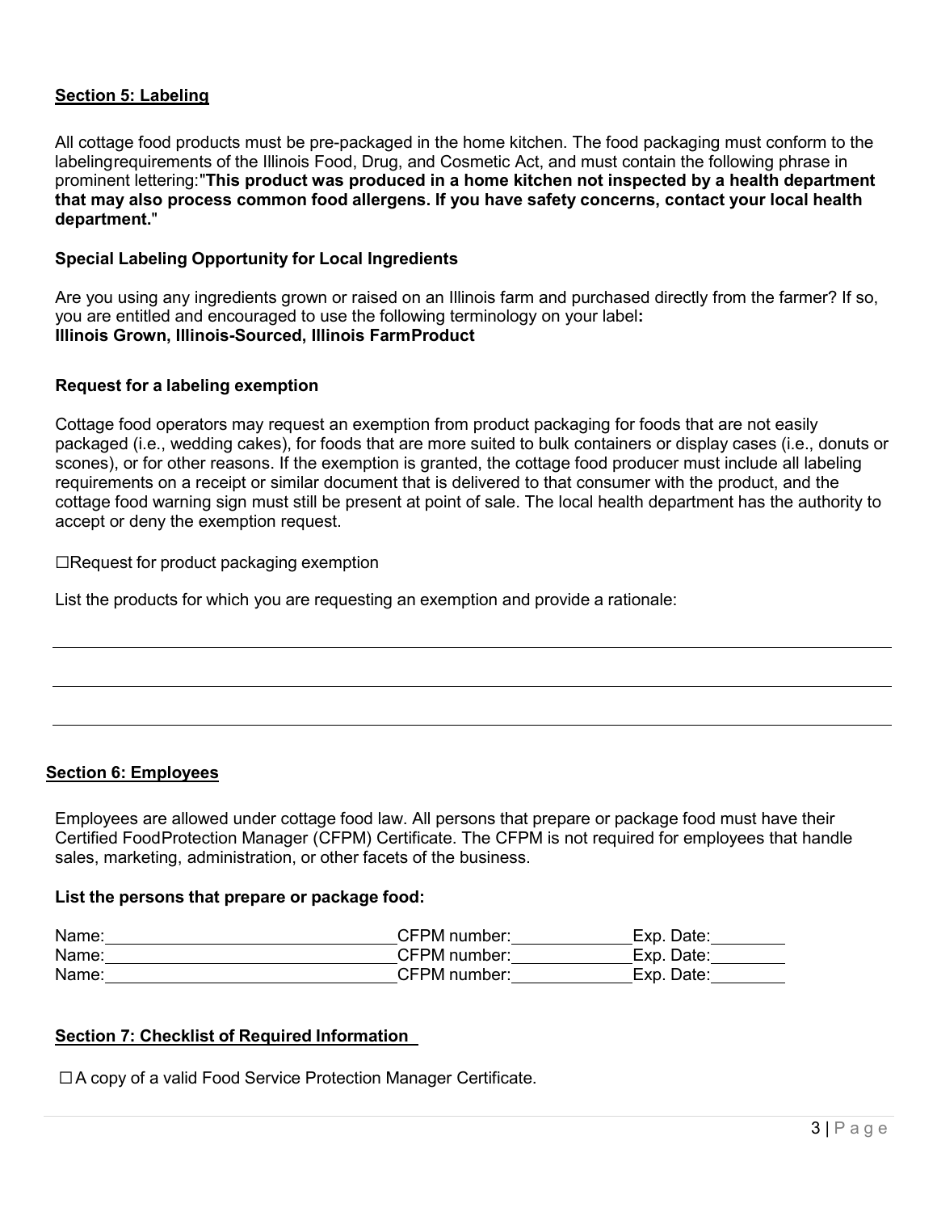## Section 5: Labeling

All cottage food products must be pre-packaged in the home kitchen. The food packaging must conform to the labelingrequirements of the Illinois Food, Drug, and Cosmetic Act, and must contain the following phrase in prominent lettering:"**This product was produced in a home kitchen not inspected by a health department that may also process common food allergens. If you have safety concerns, contact your local health department.**"

### Special Labeling Opportunity for Local Ingredients

Are you using any ingredients grown or raised on an Illinois farm and purchased directly from the farmer? If so, you are entitled and encouraged to use the following terminology on your label**:**
**Illinois Grown, Illinois-Sourced, Illinois FarmProduct**

### Request for a labeling exemption

Cottage food operators may request an exemption from product packaging for foods that are not easily packaged (i.e., wedding cakes), for foods that are more suited to bulk containers or display cases (i.e., donuts or scones), or for other reasons. If the exemption is granted, the cottage food producer must include all labeling requirements on a receipt or similar document that is delivered to that consumer with the product, and the cottage food warning sign must still be present at point of sale. The local health department has the authority to accept or deny the exemption request.

☐Request for product packaging exemption

List the products for which you are requesting an exemption and provide a rationale:

______________________________________________________________________

______________________________________________________________________

______________________________________________________________________

## Section 6: Employees

Employees are allowed under cottage food law. All persons that prepare or package food must have their Certified FoodProtection Manager (CFPM) Certificate. The CFPM is not required for employees that handle sales, marketing, administration, or other facets of the business.

**List the persons that prepare or package food:**

Name:______________________________ CFPM number:____________ Exp. Date:________
Name:______________________________ CFPM number:____________ Exp. Date:________
Name:______________________________ CFPM number:____________ Exp. Date:________

## Section 7: Checklist of Required Information

☐ A copy of a valid Food Service Protection Manager Certificate.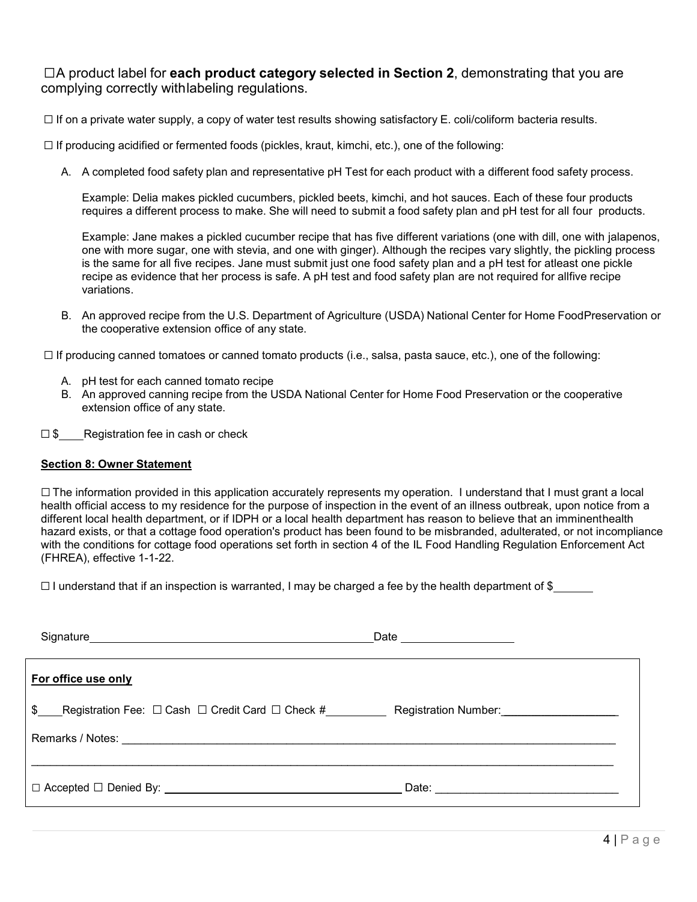☐A product label for **each product category selected in Section 2**, demonstrating that you are complying correctly withlabeling regulations.

☐ If on a private water supply, a copy of water test results showing satisfactory E. coli/coliform bacteria results.

☐ If producing acidified or fermented foods (pickles, kraut, kimchi, etc.), one of the following:

A. A completed food safety plan and representative pH Test for each product with a different food safety process.

   Example: Delia makes pickled cucumbers, pickled beets, kimchi, and hot sauces. Each of these four products requires a different process to make. She will need to submit a food safety plan and pH test for all four products.

   Example: Jane makes a pickled cucumber recipe that has five different variations (one with dill, one with jalapenos, one with more sugar, one with stevia, and one with ginger). Although the recipes vary slightly, the pickling process is the same for all five recipes. Jane must submit just one food safety plan and a pH test for atleast one pickle recipe as evidence that her process is safe. A pH test and food safety plan are not required for allfive recipe variations.

B. An approved recipe from the U.S. Department of Agriculture (USDA) National Center for Home FoodPreservation or the cooperative extension office of any state.

☐ If producing canned tomatoes or canned tomato products (i.e., salsa, pasta sauce, etc.), one of the following:

A. pH test for each canned tomato recipe
B. An approved canning recipe from the USDA National Center for Home Food Preservation or the cooperative extension office of any state.

☐ $____Registration fee in cash or check

**Section 8: Owner Statement**

☐ The information provided in this application accurately represents my operation. I understand that I must grant a local health official access to my residence for the purpose of inspection in the event of an illness outbreak, upon notice from a different local health department, or if IDPH or a local health department has reason to believe that an imminenthealth hazard exists, or that a cottage food operation's product has been found to be misbranded, adulterated, or not incompliance with the conditions for cottage food operations set forth in section 4 of the IL Food Handling Regulation Enforcement Act (FHREA), effective 1-1-22.

☐ I understand that if an inspection is warranted, I may be charged a fee by the health department of $______

Signature_____________________________________________ Date __________________

**For office use only**

$____Registration Fee: ☐ Cash ☐ Credit Card ☐ Check #__________ Registration Number:__________________

Remarks / Notes: ______________________________________________________________________________

_______________________________________________________________________________________________

☐ Accepted ☐ Denied By: ______________________________________ Date: _____________________________